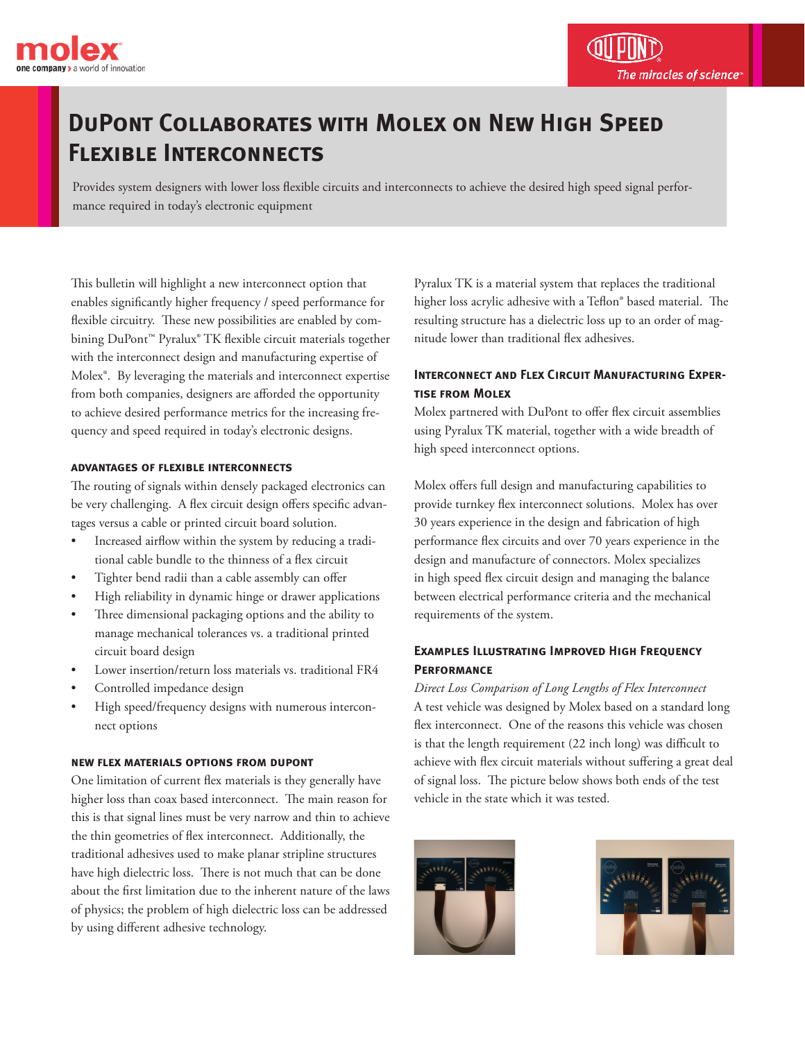# DuPont Collaborates with Molex on New High Speed Flexible Interconnects

Provides system designers with lower loss flexible circuits and interconnects to achieve the desired high speed signal performance required in today's electronic equipment

This bulletin will highlight a new interconnect option that enables significantly higher frequency / speed performance for flexible circuitry. These new possibilities are enabled by combining DuPont™ Pyralux® TK flexible circuit materials together with the interconnect design and manufacturing expertise of Molex®. By leveraging the materials and interconnect expertise from both companies, designers are afforded the opportunity to achieve desired performance metrics for the increasing frequency and speed required in today's electronic designs.

### Advantages of Flexible Interconnects

The routing of signals within densely packaged electronics can be very challenging. A flex circuit design offers specific advantages versus a cable or printed circuit board solution.

- Increased airflow within the system by reducing a traditional cable bundle to the thinness of a flex circuit
- Tighter bend radii than a cable assembly can offer
- High reliability in dynamic hinge or drawer applications
- Three dimensional packaging options and the ability to manage mechanical tolerances vs. a traditional printed circuit board design
- Lower insertion/return loss materials vs. traditional FR4
- Controlled impedance design
- High speed/frequency designs with numerous interconnect options

### New Flex Materials Options from DuPont

One limitation of current flex materials is they generally have higher loss than coax based interconnect. The main reason for this is that signal lines must be very narrow and thin to achieve the thin geometries of flex interconnect. Additionally, the traditional adhesives used to make planar stripline structures have high dielectric loss. There is not much that can be done about the first limitation due to the inherent nature of the laws of physics; the problem of high dielectric loss can be addressed by using different adhesive technology.

Pyralux TK is a material system that replaces the traditional higher loss acrylic adhesive with a Teflon® based material. The resulting structure has a dielectric loss up to an order of magnitude lower than traditional flex adhesives.

### Interconnect and Flex Circuit Manufacturing Expertise from Molex

Molex partnered with DuPont to offer flex circuit assemblies using Pyralux TK material, together with a wide breadth of high speed interconnect options.

Molex offers full design and manufacturing capabilities to provide turnkey flex interconnect solutions. Molex has over 30 years experience in the design and fabrication of high performance flex circuits and over 70 years experience in the design and manufacture of connectors. Molex specializes in high speed flex circuit design and managing the balance between electrical performance criteria and the mechanical requirements of the system.

### Examples Illustrating Improved High Frequency Performance

*Direct Loss Comparison of Long Lengths of Flex Interconnect*

A test vehicle was designed by Molex based on a standard long flex interconnect. One of the reasons this vehicle was chosen is that the length requirement (22 inch long) was difficult to achieve with flex circuit materials without suffering a great deal of signal loss. The picture below shows both ends of the test vehicle in the state which it was tested.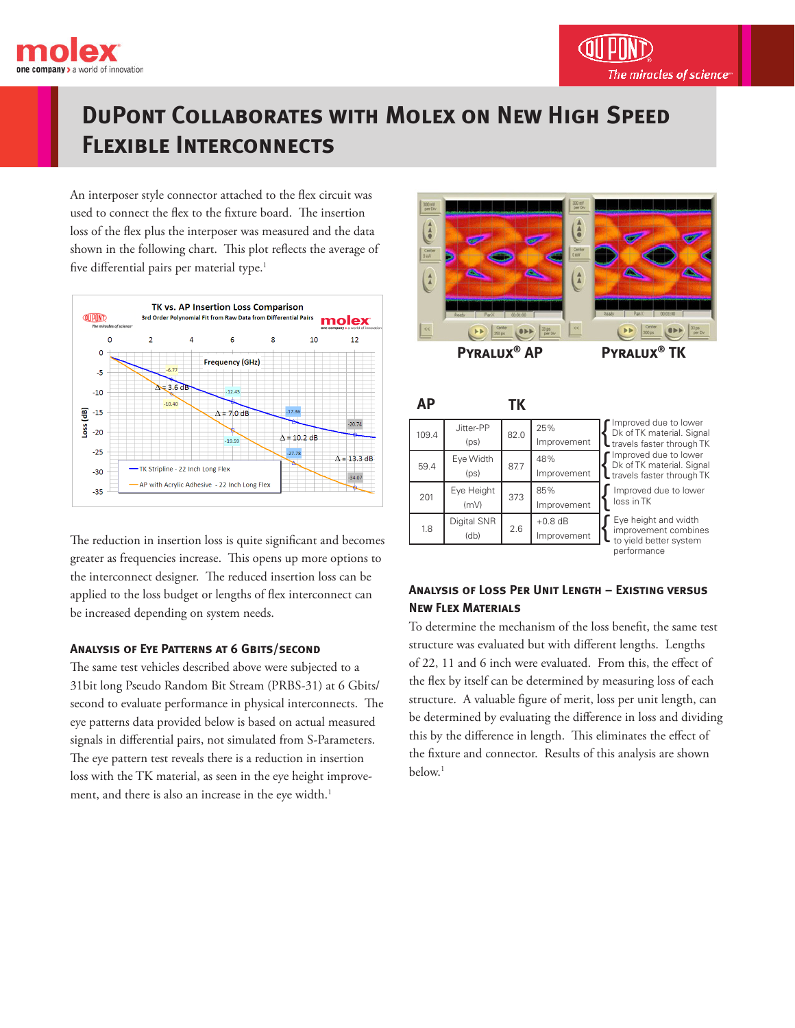# DuPont Collaborates with Molex on New High Speed Flexible Interconnects

An interposer style connector attached to the flex circuit was used to connect the flex to the fixture board. The insertion loss of the flex plus the interposer was measured and the data shown in the following chart. This plot reflects the average of five differential pairs per material type.[1]

The reduction in insertion loss is quite significant and becomes greater as frequencies increase. This opens up more options to the interconnect designer. The reduced insertion loss can be applied to the loss budget or lengths of flex interconnect can be increased depending on system needs.

### Analysis of Eye Patterns at 6 Gbits/second

The same test vehicles described above were subjected to a 31bit long Pseudo Random Bit Stream (PRBS-31) at 6 Gbits/second to evaluate performance in physical interconnects. The eye patterns data provided below is based on actual measured signals in differential pairs, not simulated from S-Parameters. The eye pattern test reveals there is a reduction in insertion loss with the TK material, as seen in the eye height improvement, and there is also an increase in the eye width.[1]

**Pyralux® AP** | **Pyralux® TK**

| AP | | TK | | |
|---|---|---|---|---|
| 109.4 | Jitter-PP (ps) | 82.0 | 25% Improvement | Improved due to lower Dk of TK material. Signal travels faster through TK |
| 59.4 | Eye Width (ps) | 87.7 | 48% Improvement | Improved due to lower Dk of TK material. Signal travels faster through TK |
| 201 | Eye Height (mV) | 373 | 85% Improvement | Improved due to lower loss in TK |
| 1.8 | Digital SNR (db) | 2.6 | +0.8 dB Improvement | Eye height and width improvement combines to yield better system performance |

### Analysis of Loss Per Unit Length – Existing versus New Flex Materials

To determine the mechanism of the loss benefit, the same test structure was evaluated but with different lengths. Lengths of 22, 11 and 6 inch were evaluated. From this, the effect of the flex by itself can be determined by measuring loss of each structure. A valuable figure of merit, loss per unit length, can be determined by evaluating the difference in loss and dividing this by the difference in length. This eliminates the effect of the fixture and connector. Results of this analysis are shown below.[1]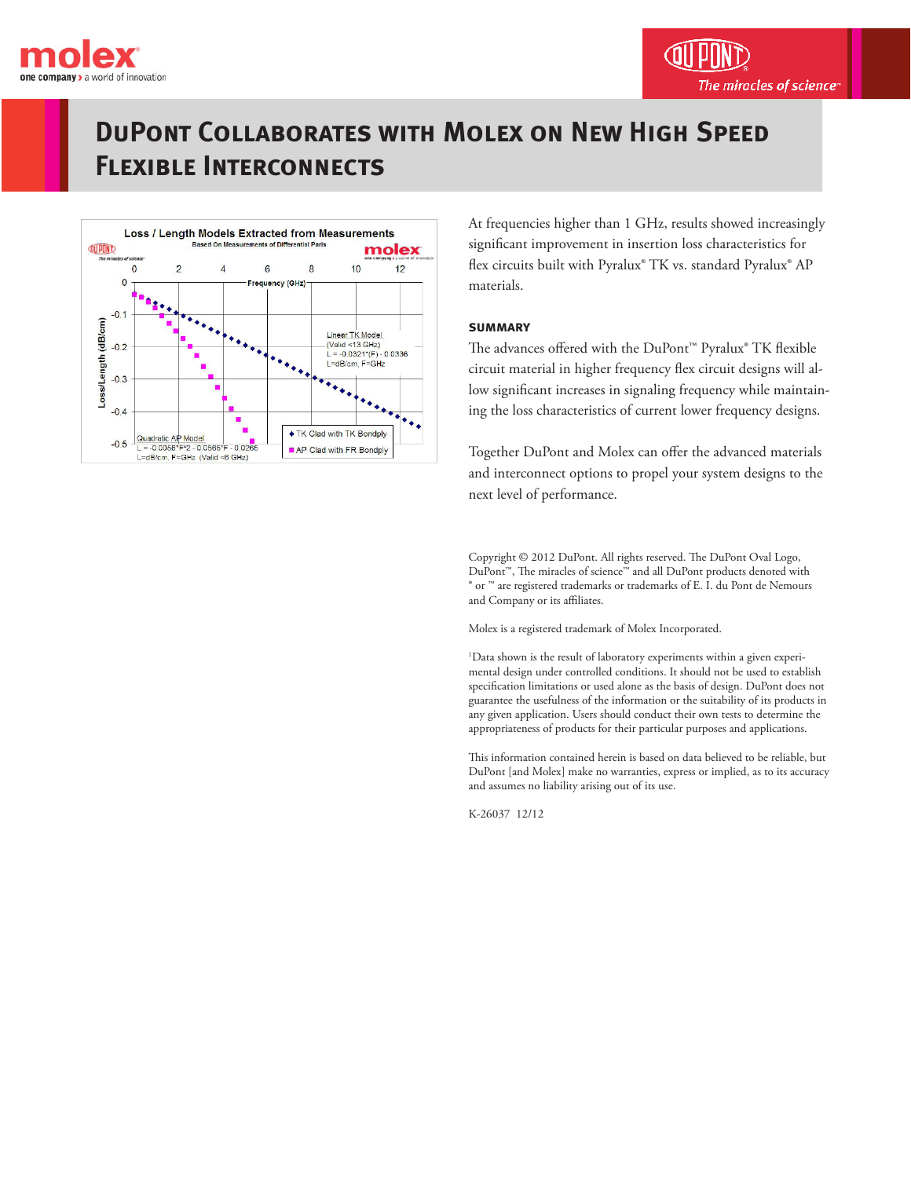# DuPont Collaborates with Molex on New High Speed Flexible Interconnects

Loss / Length Models Extracted from Measurements

Based On Measurements of Differential Pairs

Frequency (GHz)

Loss/Length (dB/cm)

0 2 4 6 8 10 12

0 -0.1 -0.2 -0.3 -0.4 -0.5

Linear TK Model
(Valid <13 GHz)
L = -0.0321*(F) - 0.0336
L=dB/cm, F=GHz

Quadratic AP Model
L = -0.0058*F^2 - 0.0565*F - 0.0266
L=dB/cm, F=GHz (Valid <8 GHz)

◆ TK Clad with TK Bondply

■ AP Clad with FR Bondply

At frequencies higher than 1 GHz, results showed increasingly significant improvement in insertion loss characteristics for flex circuits built with Pyralux® TK vs. standard Pyralux® AP materials.

## SUMMARY

The advances offered with the DuPont™ Pyralux® TK flexible circuit material in higher frequency flex circuit designs will allow significant increases in signaling frequency while maintaining the loss characteristics of current lower frequency designs.

Together DuPont and Molex can offer the advanced materials and interconnect options to propel your system designs to the next level of performance.

Copyright © 2012 DuPont. All rights reserved. The DuPont Oval Logo, DuPont™, The miracles of science™ and all DuPont products denoted with ® or ™ are registered trademarks or trademarks of E. I. du Pont de Nemours and Company or its affiliates.

Molex is a registered trademark of Molex Incorporated.

[1]Data shown is the result of laboratory experiments within a given experimental design under controlled conditions. It should not be used to establish specification limitations or used alone as the basis of design. DuPont does not guarantee the usefulness of the information or the suitability of its products in any given application. Users should conduct their own tests to determine the appropriateness of products for their particular purposes and applications.

This information contained herein is based on data believed to be reliable, but DuPont [and Molex] make no warranties, express or implied, as to its accuracy and assumes no liability arising out of its use.

K-26037 12/12